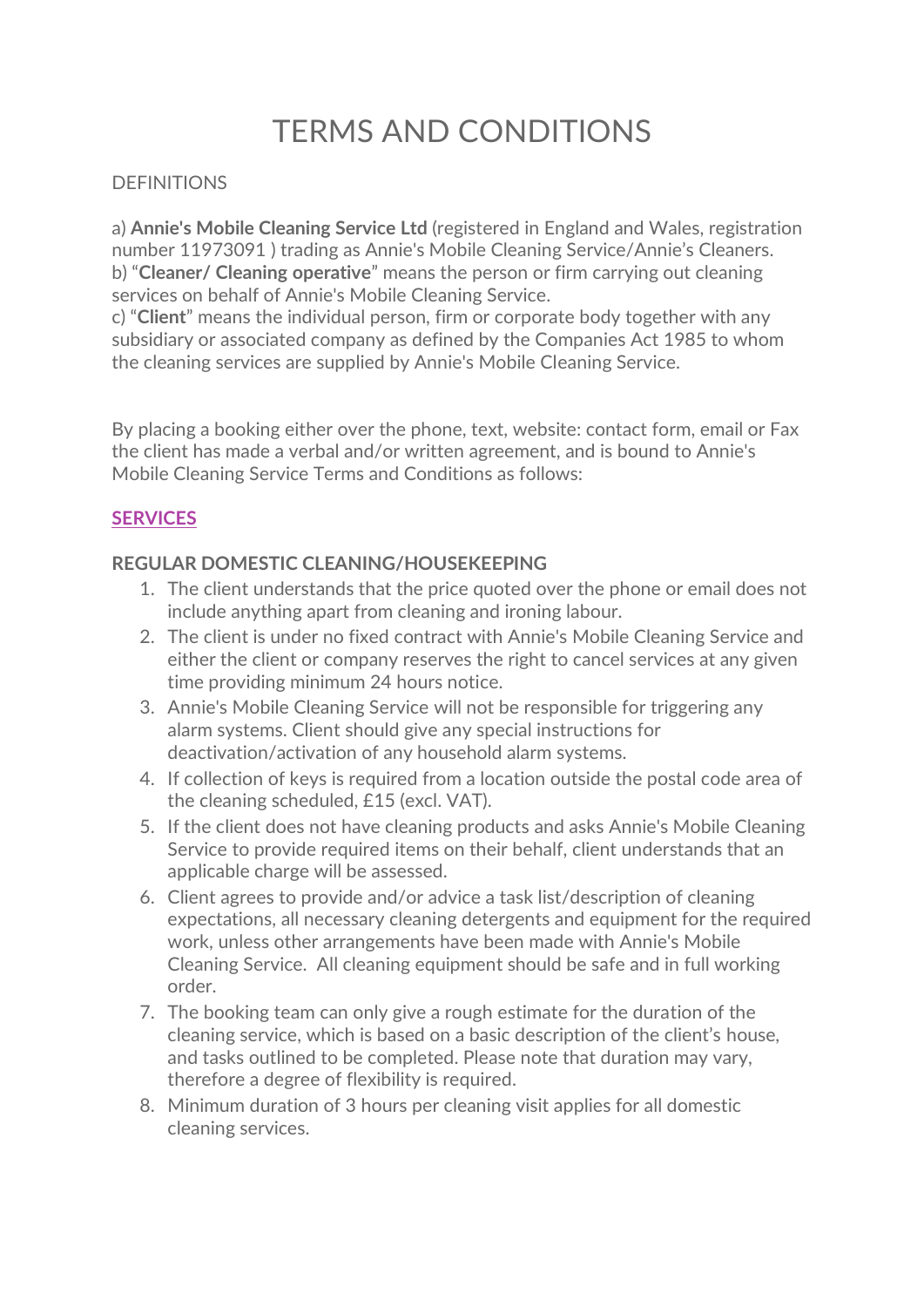# TERMS AND CONDITIONS

DEFINITIONS

a) **Annie's Mobile Cleaning Service Ltd** (registered in England and Wales, registration number 11973091 ) trading as Annie's Mobile Cleaning Service/Annie's Cleaners.
b) "**Cleaner/ Cleaning operative**" means the person or firm carrying out cleaning services on behalf of Annie's Mobile Cleaning Service.
c) "**Client**" means the individual person, firm or corporate body together with any subsidiary or associated company as defined by the Companies Act 1985 to whom the cleaning services are supplied by Annie's Mobile Cleaning Service.

By placing a booking either over the phone, text, website: contact form, email or Fax the client has made a verbal and/or written agreement, and is bound to Annie's Mobile Cleaning Service Terms and Conditions as follows:

## SERVICES

### REGULAR DOMESTIC CLEANING/HOUSEKEEPING

1. The client understands that the price quoted over the phone or email does not include anything apart from cleaning and ironing labour.
2. The client is under no fixed contract with Annie's Mobile Cleaning Service and either the client or company reserves the right to cancel services at any given time providing minimum 24 hours notice.
3. Annie's Mobile Cleaning Service will not be responsible for triggering any alarm systems. Client should give any special instructions for deactivation/activation of any household alarm systems.
4. If collection of keys is required from a location outside the postal code area of the cleaning scheduled, £15 (excl. VAT).
5. If the client does not have cleaning products and asks Annie's Mobile Cleaning Service to provide required items on their behalf, client understands that an applicable charge will be assessed.
6. Client agrees to provide and/or advice a task list/description of cleaning expectations, all necessary cleaning detergents and equipment for the required work, unless other arrangements have been made with Annie's Mobile Cleaning Service. All cleaning equipment should be safe and in full working order.
7. The booking team can only give a rough estimate for the duration of the cleaning service, which is based on a basic description of the client's house, and tasks outlined to be completed. Please note that duration may vary, therefore a degree of flexibility is required.
8. Minimum duration of 3 hours per cleaning visit applies for all domestic cleaning services.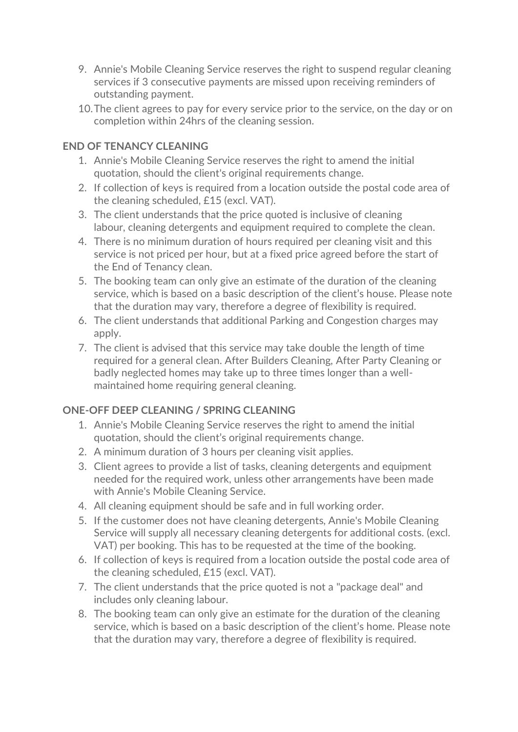9. Annie's Mobile Cleaning Service reserves the right to suspend regular cleaning services if 3 consecutive payments are missed upon receiving reminders of outstanding payment.
10. The client agrees to pay for every service prior to the service, on the day or on completion within 24hrs of the cleaning session.

**END OF TENANCY CLEANING**

1. Annie's Mobile Cleaning Service reserves the right to amend the initial quotation, should the client's original requirements change.
2. If collection of keys is required from a location outside the postal code area of the cleaning scheduled, £15 (excl. VAT).
3. The client understands that the price quoted is inclusive of cleaning labour, cleaning detergents and equipment required to complete the clean.
4. There is no minimum duration of hours required per cleaning visit and this service is not priced per hour, but at a fixed price agreed before the start of the End of Tenancy clean.
5. The booking team can only give an estimate of the duration of the cleaning service, which is based on a basic description of the client's house. Please note that the duration may vary, therefore a degree of flexibility is required.
6. The client understands that additional Parking and Congestion charges may apply.
7. The client is advised that this service may take double the length of time required for a general clean. After Builders Cleaning, After Party Cleaning or badly neglected homes may take up to three times longer than a well-maintained home requiring general cleaning.

**ONE-OFF DEEP CLEANING / SPRING CLEANING**

1. Annie's Mobile Cleaning Service reserves the right to amend the initial quotation, should the client's original requirements change.
2. A minimum duration of 3 hours per cleaning visit applies.
3. Client agrees to provide a list of tasks, cleaning detergents and equipment needed for the required work, unless other arrangements have been made with Annie's Mobile Cleaning Service.
4. All cleaning equipment should be safe and in full working order.
5. If the customer does not have cleaning detergents, Annie's Mobile Cleaning Service will supply all necessary cleaning detergents for additional costs. (excl. VAT) per booking. This has to be requested at the time of the booking.
6. If collection of keys is required from a location outside the postal code area of the cleaning scheduled, £15 (excl. VAT).
7. The client understands that the price quoted is not a "package deal" and includes only cleaning labour.
8. The booking team can only give an estimate for the duration of the cleaning service, which is based on a basic description of the client's home. Please note that the duration may vary, therefore a degree of flexibility is required.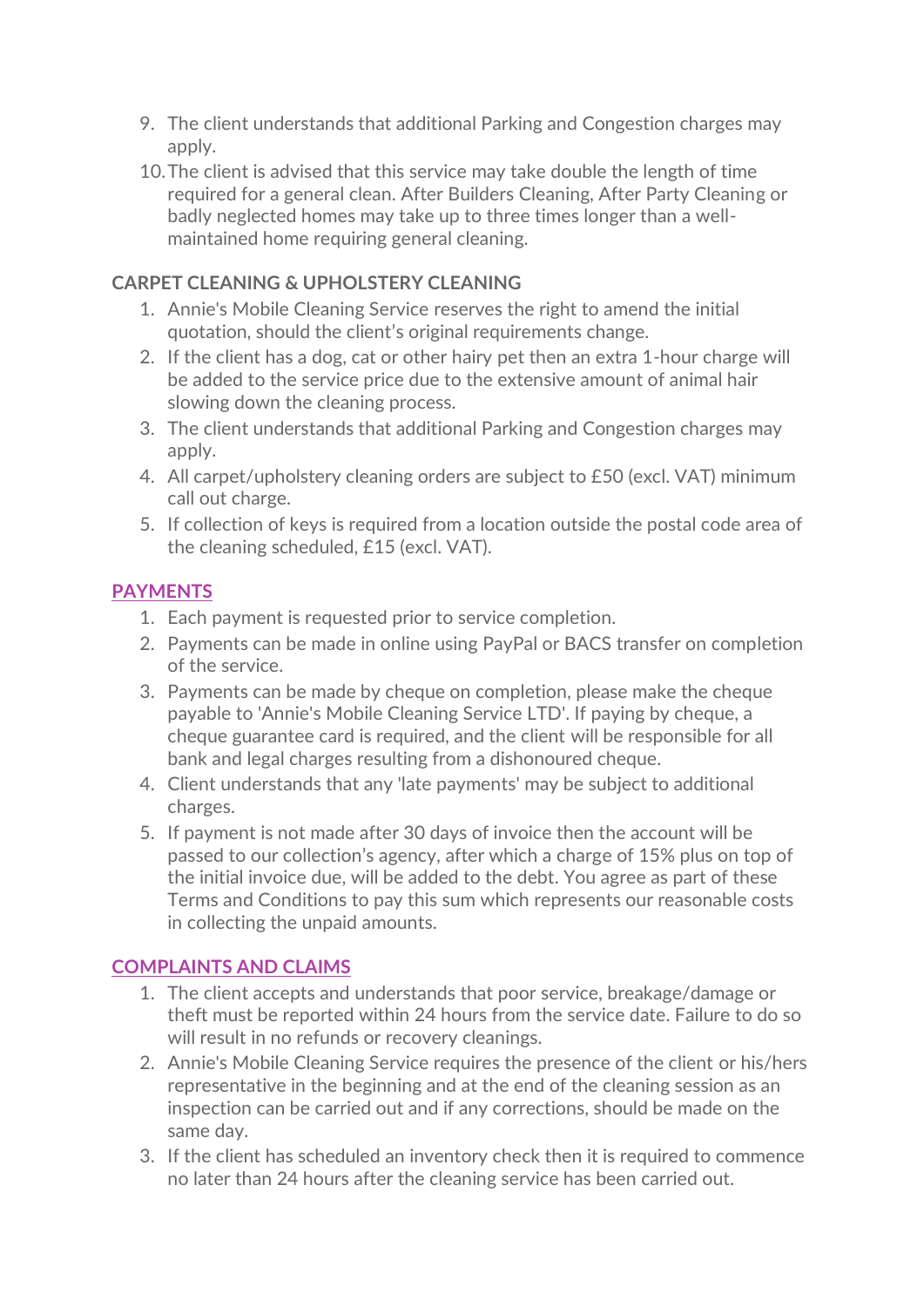9. The client understands that additional Parking and Congestion charges may apply.
10. The client is advised that this service may take double the length of time required for a general clean. After Builders Cleaning, After Party Cleaning or badly neglected homes may take up to three times longer than a well-maintained home requiring general cleaning.

**CARPET CLEANING & UPHOLSTERY CLEANING**

1. Annie's Mobile Cleaning Service reserves the right to amend the initial quotation, should the client's original requirements change.
2. If the client has a dog, cat or other hairy pet then an extra 1-hour charge will be added to the service price due to the extensive amount of animal hair slowing down the cleaning process.
3. The client understands that additional Parking and Congestion charges may apply.
4. All carpet/upholstery cleaning orders are subject to £50 (excl. VAT) minimum call out charge.
5. If collection of keys is required from a location outside the postal code area of the cleaning scheduled, £15 (excl. VAT).

## PAYMENTS

1. Each payment is requested prior to service completion.
2. Payments can be made in online using PayPal or BACS transfer on completion of the service.
3. Payments can be made by cheque on completion, please make the cheque payable to 'Annie's Mobile Cleaning Service LTD'. If paying by cheque, a cheque guarantee card is required, and the client will be responsible for all bank and legal charges resulting from a dishonoured cheque.
4. Client understands that any 'late payments' may be subject to additional charges.
5. If payment is not made after 30 days of invoice then the account will be passed to our collection's agency, after which a charge of 15% plus on top of the initial invoice due, will be added to the debt. You agree as part of these Terms and Conditions to pay this sum which represents our reasonable costs in collecting the unpaid amounts.

## COMPLAINTS AND CLAIMS

1. The client accepts and understands that poor service, breakage/damage or theft must be reported within 24 hours from the service date. Failure to do so will result in no refunds or recovery cleanings.
2. Annie's Mobile Cleaning Service requires the presence of the client or his/hers representative in the beginning and at the end of the cleaning session as an inspection can be carried out and if any corrections, should be made on the same day.
3. If the client has scheduled an inventory check then it is required to commence no later than 24 hours after the cleaning service has been carried out.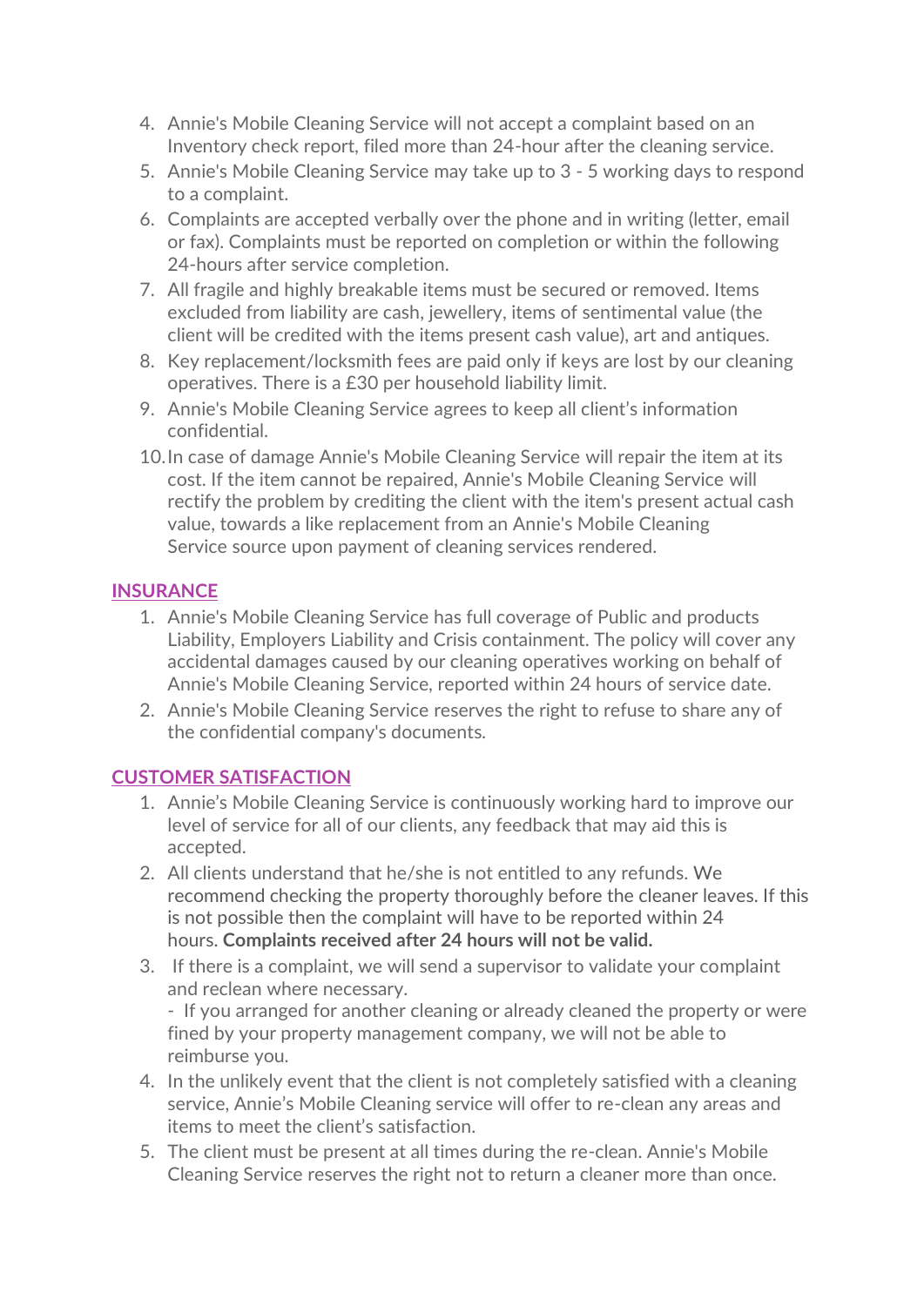4. Annie's Mobile Cleaning Service will not accept a complaint based on an Inventory check report, filed more than 24-hour after the cleaning service.
5. Annie's Mobile Cleaning Service may take up to 3 - 5 working days to respond to a complaint.
6. Complaints are accepted verbally over the phone and in writing (letter, email or fax). Complaints must be reported on completion or within the following 24-hours after service completion.
7. All fragile and highly breakable items must be secured or removed. Items excluded from liability are cash, jewellery, items of sentimental value (the client will be credited with the items present cash value), art and antiques.
8. Key replacement/locksmith fees are paid only if keys are lost by our cleaning operatives. There is a £30 per household liability limit.
9. Annie's Mobile Cleaning Service agrees to keep all client's information confidential.
10. In case of damage Annie's Mobile Cleaning Service will repair the item at its cost. If the item cannot be repaired, Annie's Mobile Cleaning Service will rectify the problem by crediting the client with the item's present actual cash value, towards a like replacement from an Annie's Mobile Cleaning Service source upon payment of cleaning services rendered.

## INSURANCE

1. Annie's Mobile Cleaning Service has full coverage of Public and products Liability, Employers Liability and Crisis containment. The policy will cover any accidental damages caused by our cleaning operatives working on behalf of Annie's Mobile Cleaning Service, reported within 24 hours of service date.
2. Annie's Mobile Cleaning Service reserves the right to refuse to share any of the confidential company's documents.

## CUSTOMER SATISFACTION

1. Annie's Mobile Cleaning Service is continuously working hard to improve our level of service for all of our clients, any feedback that may aid this is accepted.
2. All clients understand that he/she is not entitled to any refunds. We recommend checking the property thoroughly before the cleaner leaves. If this is not possible then the complaint will have to be reported within 24 hours. **Complaints received after 24 hours will not be valid.**
3. If there is a complaint, we will send a supervisor to validate your complaint and reclean where necessary.
   - If you arranged for another cleaning or already cleaned the property or were fined by your property management company, we will not be able to reimburse you.
4. In the unlikely event that the client is not completely satisfied with a cleaning service, Annie's Mobile Cleaning service will offer to re-clean any areas and items to meet the client's satisfaction.
5. The client must be present at all times during the re-clean. Annie's Mobile Cleaning Service reserves the right not to return a cleaner more than once.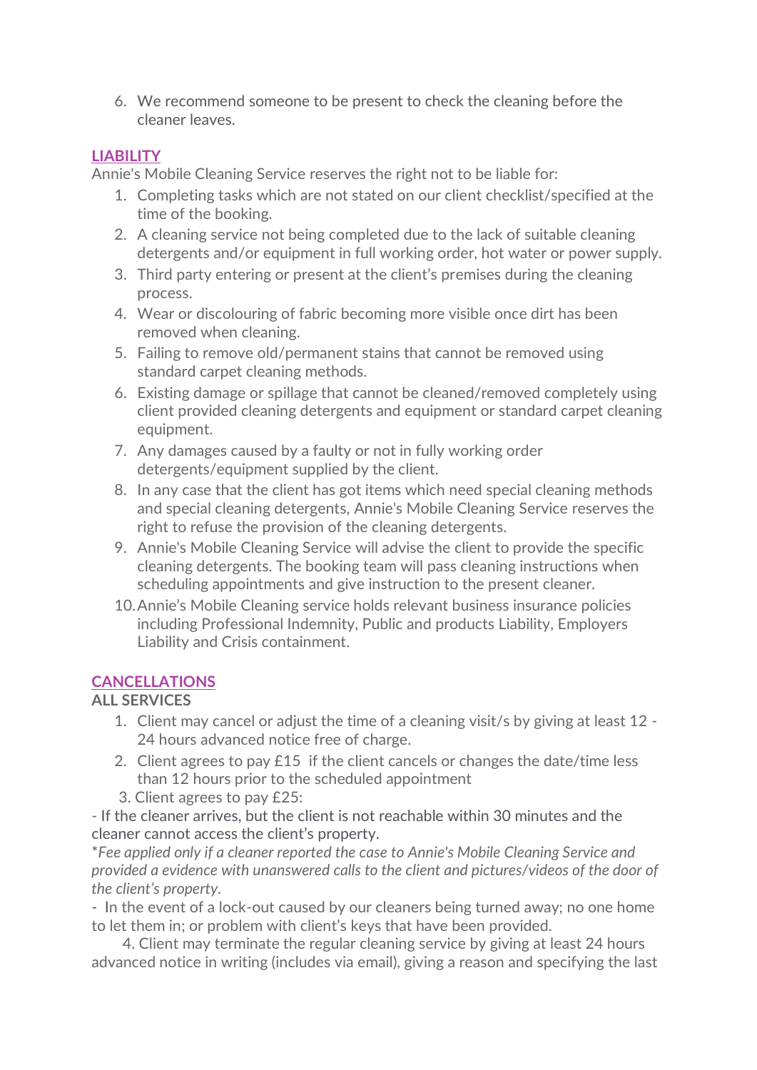6. We recommend someone to be present to check the cleaning before the cleaner leaves.

## LIABILITY

Annie's Mobile Cleaning Service reserves the right not to be liable for:

1. Completing tasks which are not stated on our client checklist/specified at the time of the booking.
2. A cleaning service not being completed due to the lack of suitable cleaning detergents and/or equipment in full working order, hot water or power supply.
3. Third party entering or present at the client's premises during the cleaning process.
4. Wear or discolouring of fabric becoming more visible once dirt has been removed when cleaning.
5. Failing to remove old/permanent stains that cannot be removed using standard carpet cleaning methods.
6. Existing damage or spillage that cannot be cleaned/removed completely using client provided cleaning detergents and equipment or standard carpet cleaning equipment.
7. Any damages caused by a faulty or not in fully working order detergents/equipment supplied by the client.
8. In any case that the client has got items which need special cleaning methods and special cleaning detergents, Annie's Mobile Cleaning Service reserves the right to refuse the provision of the cleaning detergents.
9. Annie's Mobile Cleaning Service will advise the client to provide the specific cleaning detergents. The booking team will pass cleaning instructions when scheduling appointments and give instruction to the present cleaner.
10. Annie's Mobile Cleaning service holds relevant business insurance policies including Professional Indemnity, Public and products Liability, Employers Liability and Crisis containment.

## CANCELLATIONS

**ALL SERVICES**

1. Client may cancel or adjust the time of a cleaning visit/s by giving at least 12 - 24 hours advanced notice free of charge.
2. Client agrees to pay £15 if the client cancels or changes the date/time less than 12 hours prior to the scheduled appointment
3. Client agrees to pay £25:

- If the cleaner arrives, but the client is not reachable within 30 minutes and the cleaner cannot access the client's property.

*\*Fee applied only if a cleaner reported the case to Annie's Mobile Cleaning Service and provided a evidence with unanswered calls to the client and pictures/videos of the door of the client's property.*

- In the event of a lock-out caused by our cleaners being turned away; no one home to let them in; or problem with client's keys that have been provided.

4. Client may terminate the regular cleaning service by giving at least 24 hours advanced notice in writing (includes via email), giving a reason and specifying the last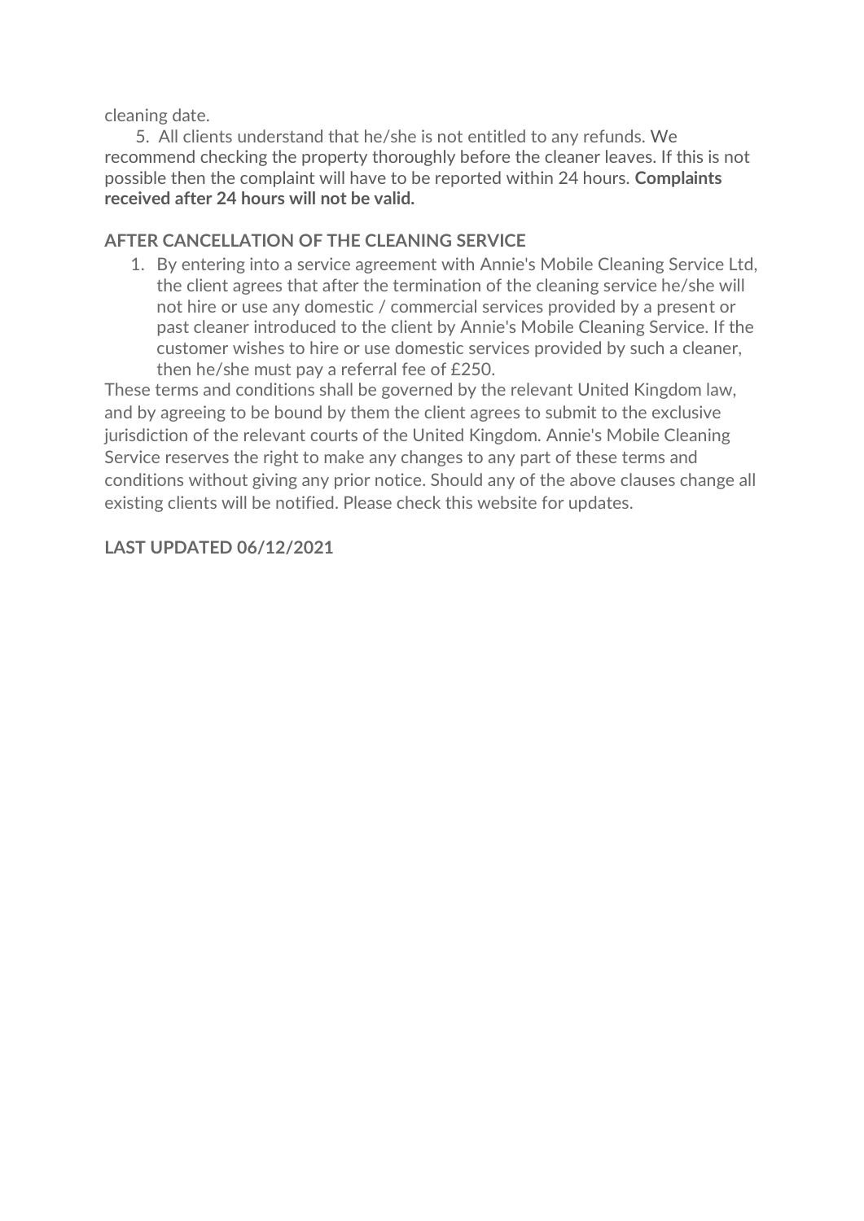cleaning date.

5. All clients understand that he/she is not entitled to any refunds. We recommend checking the property thoroughly before the cleaner leaves. If this is not possible then the complaint will have to be reported within 24 hours. **Complaints received after 24 hours will not be valid.**

**AFTER CANCELLATION OF THE CLEANING SERVICE**

1. By entering into a service agreement with Annie's Mobile Cleaning Service Ltd, the client agrees that after the termination of the cleaning service he/she will not hire or use any domestic / commercial services provided by a present or past cleaner introduced to the client by Annie's Mobile Cleaning Service. If the customer wishes to hire or use domestic services provided by such a cleaner, then he/she must pay a referral fee of £250.

These terms and conditions shall be governed by the relevant United Kingdom law, and by agreeing to be bound by them the client agrees to submit to the exclusive jurisdiction of the relevant courts of the United Kingdom. Annie's Mobile Cleaning Service reserves the right to make any changes to any part of these terms and conditions without giving any prior notice. Should any of the above clauses change all existing clients will be notified. Please check this website for updates.

**LAST UPDATED 06/12/2021**